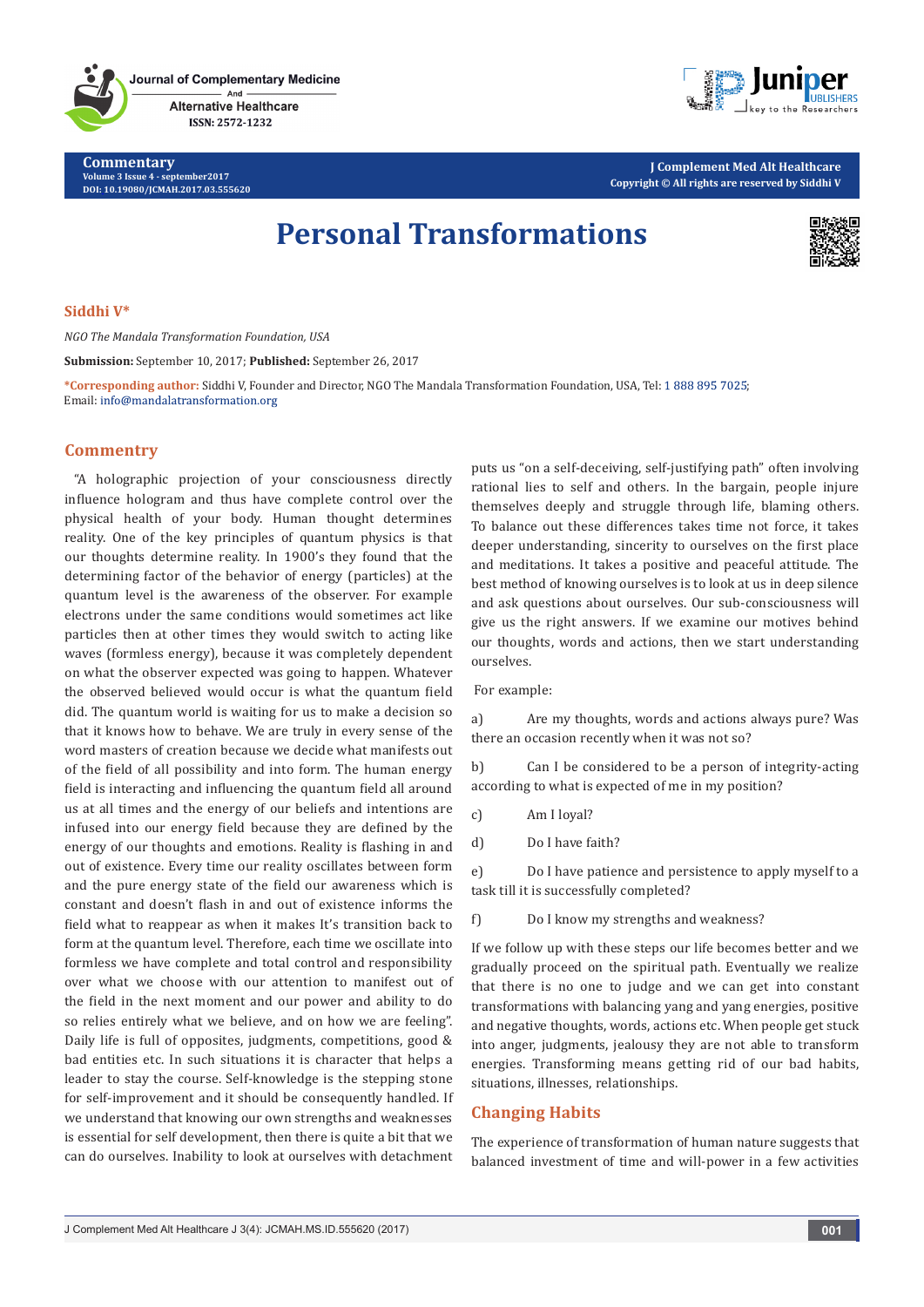Journal of Complementary Medicine And Alternative Healthcare
ISSN: 2572-1232

**Commentary**
Volume 3 Issue 4 - september2017
DOI: 10.19080/JCMAH.2017.03.555620

J Complement Med Alt Healthcare
Copyright © All rights are reserved by Siddhi V

# Personal Transformations

**Siddhi V***

*NGO The Mandala Transformation Foundation, USA*

**Submission:** September 10, 2017; **Published:** September 26, 2017

***Corresponding author:** Siddhi V, Founder and Director, NGO The Mandala Transformation Foundation, USA, Tel: 1 888 895 7025; Email: info@mandalatransformation.org

## Commentry

"A holographic projection of your consciousness directly influence hologram and thus have complete control over the physical health of your body. Human thought determines reality. One of the key principles of quantum physics is that our thoughts determine reality. In 1900's they found that the determining factor of the behavior of energy (particles) at the quantum level is the awareness of the observer. For example electrons under the same conditions would sometimes act like particles then at other times they would switch to acting like waves (formless energy), because it was completely dependent on what the observer expected was going to happen. Whatever the observed believed would occur is what the quantum field did. The quantum world is waiting for us to make a decision so that it knows how to behave. We are truly in every sense of the word masters of creation because we decide what manifests out of the field of all possibility and into form. The human energy field is interacting and influencing the quantum field all around us at all times and the energy of our beliefs and intentions are infused into our energy field because they are defined by the energy of our thoughts and emotions. Reality is flashing in and out of existence. Every time our reality oscillates between form and the pure energy state of the field our awareness which is constant and doesn't flash in and out of existence informs the field what to reappear as when it makes It's transition back to form at the quantum level. Therefore, each time we oscillate into formless we have complete and total control and responsibility over what we choose with our attention to manifest out of the field in the next moment and our power and ability to do so relies entirely what we believe, and on how we are feeling". Daily life is full of opposites, judgments, competitions, good & bad entities etc. In such situations it is character that helps a leader to stay the course. Self-knowledge is the stepping stone for self-improvement and it should be consequently handled. If we understand that knowing our own strengths and weaknesses is essential for self development, then there is quite a bit that we can do ourselves. Inability to look at ourselves with detachment puts us "on a self-deceiving, self-justifying path" often involving rational lies to self and others. In the bargain, people injure themselves deeply and struggle through life, blaming others. To balance out these differences takes time not force, it takes deeper understanding, sincerity to ourselves on the first place and meditations. It takes a positive and peaceful attitude. The best method of knowing ourselves is to look at us in deep silence and ask questions about ourselves. Our sub-consciousness will give us the right answers. If we examine our motives behind our thoughts, words and actions, then we start understanding ourselves.

For example:

a) Are my thoughts, words and actions always pure? Was there an occasion recently when it was not so?

b) Can I be considered to be a person of integrity-acting according to what is expected of me in my position?

c) Am I loyal?

d) Do I have faith?

e) Do I have patience and persistence to apply myself to a task till it is successfully completed?

f) Do I know my strengths and weakness?

If we follow up with these steps our life becomes better and we gradually proceed on the spiritual path. Eventually we realize that there is no one to judge and we can get into constant transformations with balancing yang and yang energies, positive and negative thoughts, words, actions etc. When people get stuck into anger, judgments, jealousy they are not able to transform energies. Transforming means getting rid of our bad habits, situations, illnesses, relationships.

## Changing Habits

The experience of transformation of human nature suggests that balanced investment of time and will-power in a few activities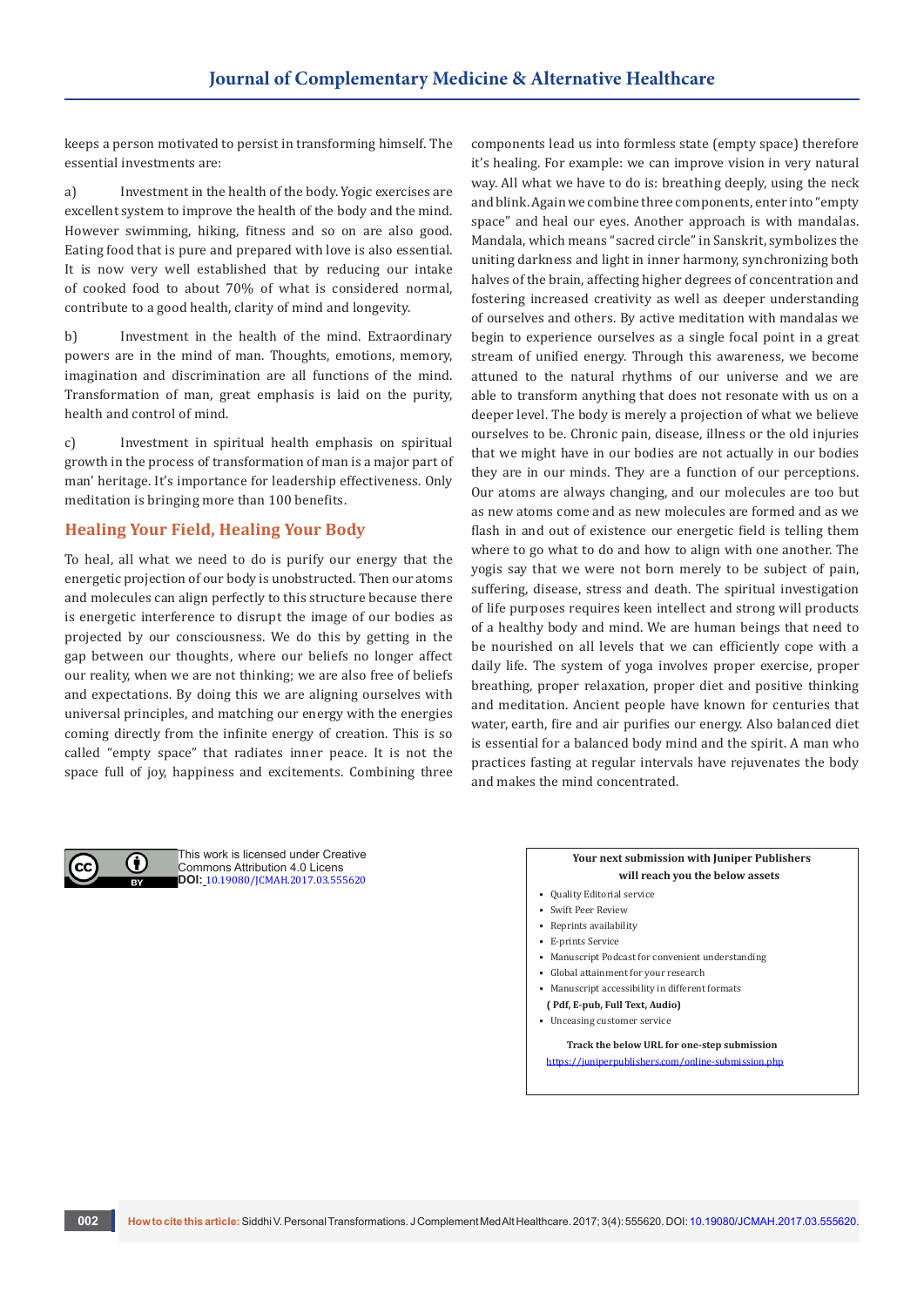keeps a person motivated to persist in transforming himself. The essential investments are:

a) Investment in the health of the body. Yogic exercises are excellent system to improve the health of the body and the mind. However swimming, hiking, fitness and so on are also good. Eating food that is pure and prepared with love is also essential. It is now very well established that by reducing our intake of cooked food to about 70% of what is considered normal, contribute to a good health, clarity of mind and longevity.

b) Investment in the health of the mind. Extraordinary powers are in the mind of man. Thoughts, emotions, memory, imagination and discrimination are all functions of the mind. Transformation of man, great emphasis is laid on the purity, health and control of mind.

c) Investment in spiritual health emphasis on spiritual growth in the process of transformation of man is a major part of man' heritage. It's importance for leadership effectiveness. Only meditation is bringing more than 100 benefits.

## Healing Your Field, Healing Your Body

To heal, all what we need to do is purify our energy that the energetic projection of our body is unobstructed. Then our atoms and molecules can align perfectly to this structure because there is energetic interference to disrupt the image of our bodies as projected by our consciousness. We do this by getting in the gap between our thoughts, where our beliefs no longer affect our reality, when we are not thinking; we are also free of beliefs and expectations. By doing this we are aligning ourselves with universal principles, and matching our energy with the energies coming directly from the infinite energy of creation. This is so called "empty space" that radiates inner peace. It is not the space full of joy, happiness and excitements. Combining three components lead us into formless state (empty space) therefore it's healing. For example: we can improve vision in very natural way. All what we have to do is: breathing deeply, using the neck and blink. Again we combine three components, enter into "empty space" and heal our eyes. Another approach is with mandalas. Mandala, which means "sacred circle" in Sanskrit, symbolizes the uniting darkness and light in inner harmony, synchronizing both halves of the brain, affecting higher degrees of concentration and fostering increased creativity as well as deeper understanding of ourselves and others. By active meditation with mandalas we begin to experience ourselves as a single focal point in a great stream of unified energy. Through this awareness, we become attuned to the natural rhythms of our universe and we are able to transform anything that does not resonate with us on a deeper level. The body is merely a projection of what we believe ourselves to be. Chronic pain, disease, illness or the old injuries that we might have in our bodies are not actually in our bodies they are in our minds. They are a function of our perceptions. Our atoms are always changing, and our molecules are too but as new atoms come and as new molecules are formed and as we flash in and out of existence our energetic field is telling them where to go what to do and how to align with one another. The yogis say that we were not born merely to be subject of pain, suffering, disease, stress and death. The spiritual investigation of life purposes requires keen intellect and strong will products of a healthy body and mind. We are human beings that need to be nourished on all levels that we can efficiently cope with a daily life. The system of yoga involves proper exercise, proper breathing, proper relaxation, proper diet and positive thinking and meditation. Ancient people have known for centuries that water, earth, fire and air purifies our energy. Also balanced diet is essential for a balanced body mind and the spirit. A man who practices fasting at regular intervals have rejuvenates the body and makes the mind concentrated.

This work is licensed under Creative Commons Attribution 4.0 Licens
**DOI:** 10.19080/JCMAH.2017.03.555620

**Your next submission with Juniper Publishers will reach you the below assets**

- Quality Editorial service
- Swift Peer Review
- Reprints availability
- E-prints Service
- Manuscript Podcast for convenient understanding
- Global attainment for your research
- Manuscript accessibility in different formats
  **( Pdf, E-pub, Full Text, Audio)**
- Unceasing customer service

**Track the below URL for one-step submission**
https://juniperpublishers.com/online-submission.php

**How to cite this article:** Siddhi V. Personal Transformations. J Complement Med Alt Healthcare. 2017; 3(4): 555620. DOI: 10.19080/JCMAH.2017.03.555620.